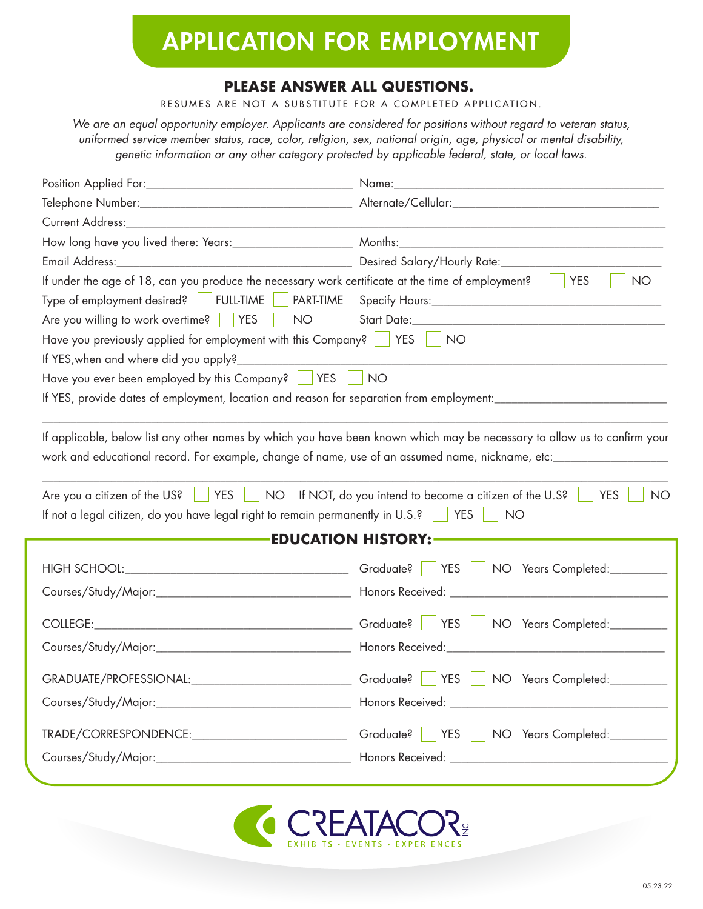# APPLICATION FOR EMPLOYMENT

**PLEASE ANSWER ALL QUESTIONS.**

RESUMES ARE NOT A SUBSTITUTE FOR A COMPLETED APPLICATION.

*We are an equal opportunity employer. Applicants are considered for positions without regard to veteran status, uniformed service member status, race, color, religion, sex, national origin, age, physical or mental disability, genetic information or any other category protected by applicable federal, state, or local laws.*

Position Applied For:________________________________ Name:________________________________________

Telephone Number:________________________________ Alternate/Cellular:________________________________

Current Address:________________________________________________________________________________

How long have you lived there: Years:__________________ Months:________________________________________

Email Address:________________________________ Desired Salary/Hourly Rate:________________________

If under the age of 18, can you produce the necessary work certificate at the time of employment? ☐ YES ☐ NO

Type of employment desired? ☐ FULL-TIME ☐ PART-TIME Specify Hours:________________________________

Are you willing to work overtime? ☐ YES ☐ NO Start Date:________________________________

Have you previously applied for employment with this Company? ☐ YES ☐ NO

If YES,when and where did you apply?________________________________________________________________

Have you ever been employed by this Company? ☐ YES ☐ NO

If YES, provide dates of employment, location and reason for separation from employment:__________________________

________________________________________________________________________________________________

If applicable, below list any other names by which you have been known which may be necessary to allow us to confirm your work and educational record. For example, change of name, use of an assumed name, nickname, etc:__________________

________________________________________________________________________________________________

Are you a citizen of the US? ☐ YES ☐ NO If NOT, do you intend to become a citizen of the U.S? ☐ YES ☐ NO

If not a legal citizen, do you have legal right to remain permanently in U.S.? ☐ YES ☐ NO

## EDUCATION HISTORY:

HIGH SCHOOL:________________________________ Graduate? ☐ YES ☐ NO Years Completed:_________

Courses/Study/Major:________________________________ Honors Received: ________________________________

COLLEGE:________________________________ Graduate? ☐ YES ☐ NO Years Completed:_________

Courses/Study/Major:________________________________ Honors Received:________________________________

GRADUATE/PROFESSIONAL:________________________ Graduate? ☐ YES ☐ NO Years Completed:_________

Courses/Study/Major:________________________________ Honors Received: ________________________________

TRADE/CORRESPONDENCE:________________________ Graduate? ☐ YES ☐ NO Years Completed:_________

Courses/Study/Major:________________________________ Honors Received: ________________________________

CREATACOR INC.
EXHIBITS · EVENTS · EXPERIENCES

05.23.22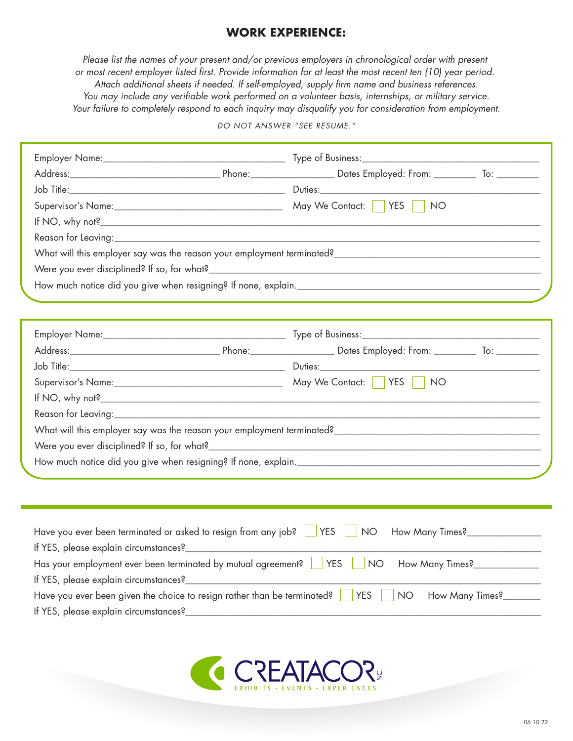## WORK EXPERIENCE:

*Please list the names of your present and/or previous employers in chronological order with present or most recent employer listed first. Provide information for at least the most recent ten (10) year period. Attach additional sheets if needed. If self-employed, supply firm name and business references. You may include any verifiable work performed on a volunteer basis, internships, or military service. Your failure to completely respond to each inquiry may disqualify you for consideration from employment.*

*DO NOT ANSWER "SEE RESUME."*

Employer Name:_______________________________ Type of Business:_______________________________

Address:_________________________ Phone:_______________ Dates Employed: From: ________ To: ________

Job Title:_______________________________ Duties:_______________________________

Supervisor's Name:_______________________________ May We Contact: ☐ YES ☐ NO

If NO, why not?_______________________________

Reason for Leaving:_______________________________

What will this employer say was the reason your employment terminated?_______________________________

Were you ever disciplined? If so, for what?_______________________________

How much notice did you give when resigning? If none, explain._______________________________

Employer Name:_______________________________ Type of Business:_______________________________

Address:_________________________ Phone:_______________ Dates Employed: From: ________ To: ________

Job Title:_______________________________ Duties:_______________________________

Supervisor's Name:_______________________________ May We Contact: ☐ YES ☐ NO

If NO, why not?_______________________________

Reason for Leaving:_______________________________

What will this employer say was the reason your employment terminated?_______________________________

Were you ever disciplined? If so, for what?_______________________________

How much notice did you give when resigning? If none, explain._______________________________

Have you ever been terminated or asked to resign from any job? ☐ YES ☐ NO How Many Times?______________

If YES, please explain circumstances?_______________________________

Has your employment ever been terminated by mutual agreement? ☐ YES ☐ NO How Many Times?____________

If YES, please explain circumstances?_______________________________

Have you ever been given the choice to resign rather than be terminated? ☐ YES ☐ NO How Many Times?_______

If YES, please explain circumstances?_______________________________

CREATACOR INC.
EXHIBITS · EVENTS · EXPERIENCES

06.10.22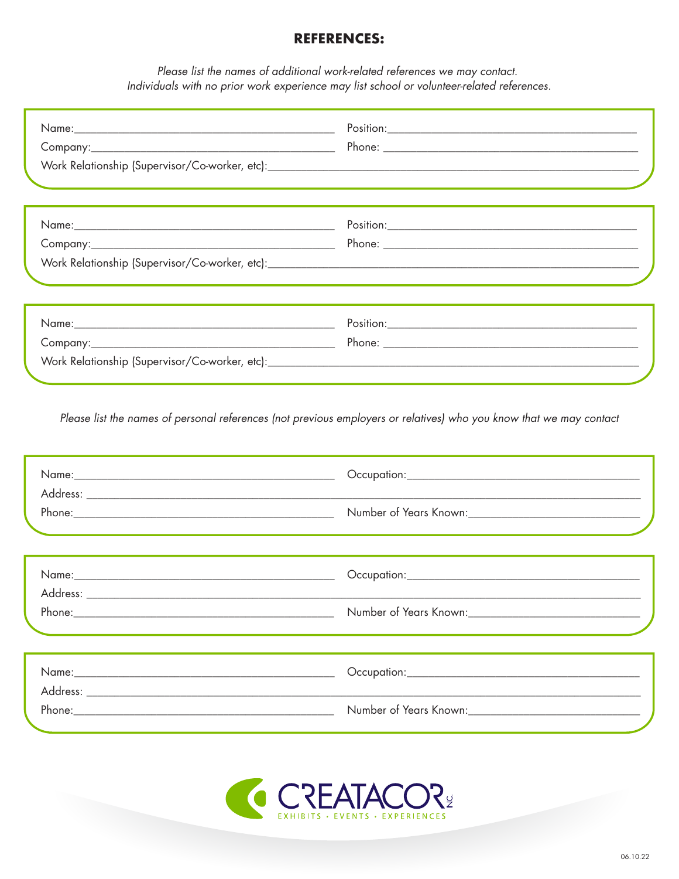## REFERENCES:

*Please list the names of additional work-related references we may contact.*
*Individuals with no prior work experience may list school or volunteer-related references.*

Name:______________________________ Position:______________________________
Company:______________________________ Phone: ______________________________
Work Relationship (Supervisor/Co-worker, etc):______________________________

Name:______________________________ Position:______________________________
Company:______________________________ Phone: ______________________________
Work Relationship (Supervisor/Co-worker, etc):______________________________

Name:______________________________ Position:______________________________
Company:______________________________ Phone: ______________________________
Work Relationship (Supervisor/Co-worker, etc):______________________________

*Please list the names of personal references (not previous employers or relatives) who you know that we may contact*

Name:______________________________ Occupation:______________________________
Address: ______________________________
Phone:______________________________ Number of Years Known:______________________________

Name:______________________________ Occupation:______________________________
Address: ______________________________
Phone:______________________________ Number of Years Known:______________________________

Name:______________________________ Occupation:______________________________
Address: ______________________________
Phone:______________________________ Number of Years Known:______________________________

CREATACOR INC.
EXHIBITS · EVENTS · EXPERIENCES

06.10.22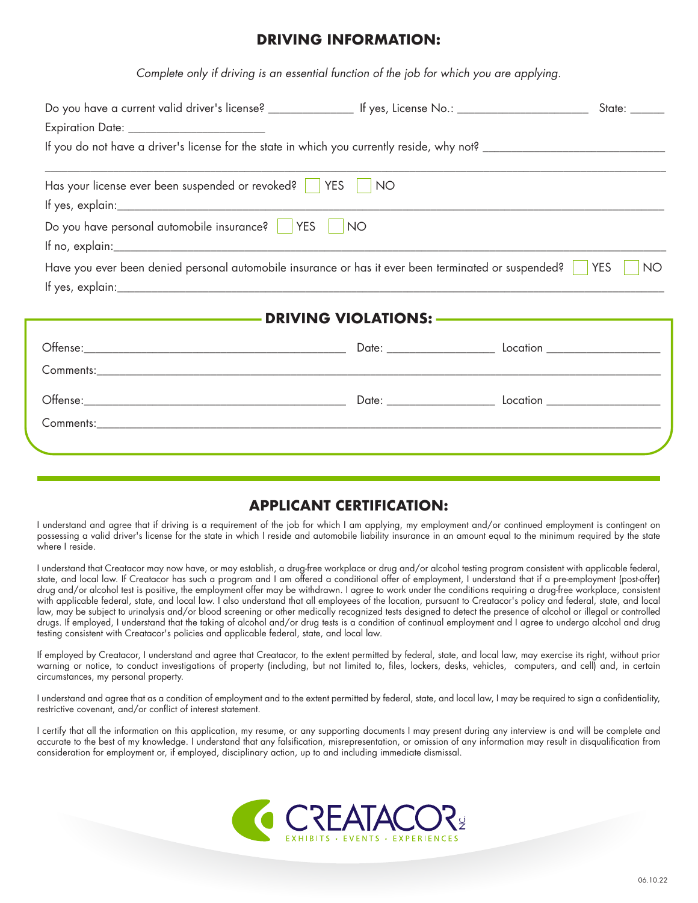## DRIVING INFORMATION:

*Complete only if driving is an essential function of the job for which you are applying.*

Do you have a current valid driver's license? ______________ If yes, License No.: ______________________ State: ______

Expiration Date: _______________________

If you do not have a driver's license for the state in which you currently reside, why not? ______________________________

______________________________________________________________________________________________

Has your license ever been suspended or revoked? ☐ YES ☐ NO

If yes, explain: ______________________________________________________________________________

Do you have personal automobile insurance? ☐ YES ☐ NO

If no, explain: ______________________________________________________________________________

Have you ever been denied personal automobile insurance or has it ever been terminated or suspended? ☐ YES ☐ NO

If yes, explain: ______________________________________________________________________________

## DRIVING VIOLATIONS:

Offense: ____________________________________________ Date: __________________ Location ___________________

Comments: ____________________________________________________________________________________________

Offense: ____________________________________________ Date: __________________ Location ___________________

Comments: ____________________________________________________________________________________________

## APPLICANT CERTIFICATION:

I understand and agree that if driving is a requirement of the job for which I am applying, my employment and/or continued employment is contingent on possessing a valid driver's license for the state in which I reside and automobile liability insurance in an amount equal to the minimum required by the state where I reside.

I understand that Creatacor may now have, or may establish, a drug-free workplace or drug and/or alcohol testing program consistent with applicable federal, state, and local law. If Creatacor has such a program and I am offered a conditional offer of employment, I understand that if a pre-employment (post-offer) drug and/or alcohol test is positive, the employment offer may be withdrawn. I agree to work under the conditions requiring a drug-free workplace, consistent with applicable federal, state, and local law. I also understand that all employees of the location, pursuant to Creatacor's policy and federal, state, and local law, may be subject to urinalysis and/or blood screening or other medically recognized tests designed to detect the presence of alcohol or illegal or controlled drugs. If employed, I understand that the taking of alcohol and/or drug tests is a condition of continual employment and I agree to undergo alcohol and drug testing consistent with Creatacor's policies and applicable federal, state, and local law.

If employed by Creatacor, I understand and agree that Creatacor, to the extent permitted by federal, state, and local law, may exercise its right, without prior warning or notice, to conduct investigations of property (including, but not limited to, files, lockers, desks, vehicles, computers, and cell) and, in certain circumstances, my personal property.

I understand and agree that as a condition of employment and to the extent permitted by federal, state, and local law, I may be required to sign a confidentiality, restrictive covenant, and/or conflict of interest statement.

I certify that all the information on this application, my resume, or any supporting documents I may present during any interview is and will be complete and accurate to the best of my knowledge. I understand that any falsification, misrepresentation, or omission of any information may result in disqualification from consideration for employment or, if employed, disciplinary action, up to and including immediate dismissal.

CREATACOR INC.
EXHIBITS · EVENTS · EXPERIENCES

06.10.22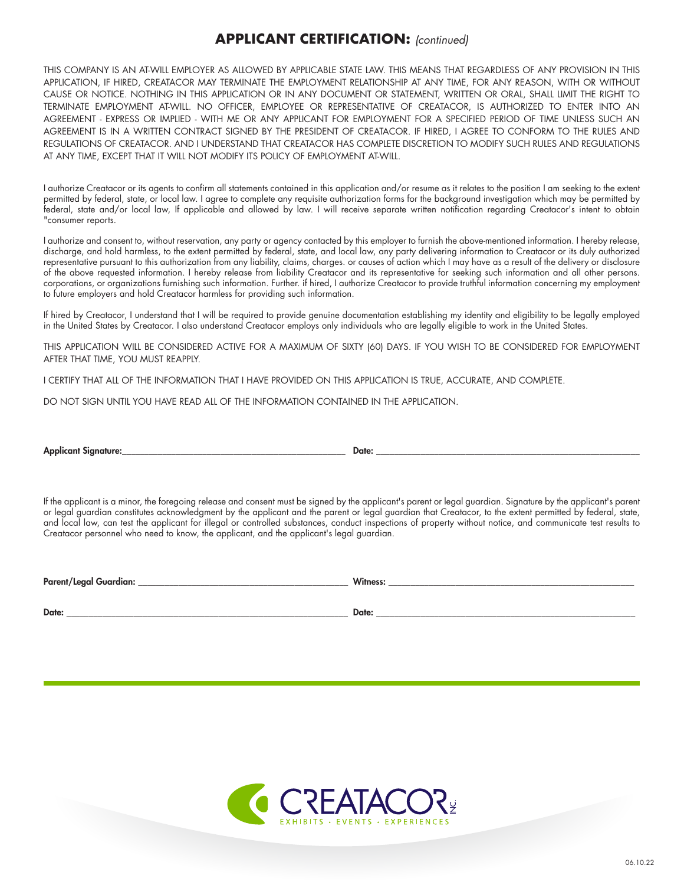## **APPLICANT CERTIFICATION:** *(continued)*

THIS COMPANY IS AN AT-WILL EMPLOYER AS ALLOWED BY APPLICABLE STATE LAW. THIS MEANS THAT REGARDLESS OF ANY PROVISION IN THIS APPLICATION, IF HIRED, CREATACOR MAY TERMINATE THE EMPLOYMENT RELATIONSHIP AT ANY TIME, FOR ANY REASON, WITH OR WITHOUT CAUSE OR NOTICE. NOTHING IN THIS APPLICATION OR IN ANY DOCUMENT OR STATEMENT, WRITTEN OR ORAL, SHALL LIMIT THE RIGHT TO TERMINATE EMPLOYMENT AT-WILL. NO OFFICER, EMPLOYEE OR REPRESENTATIVE OF CREATACOR, IS AUTHORIZED TO ENTER INTO AN AGREEMENT - EXPRESS OR IMPLIED - WITH ME OR ANY APPLICANT FOR EMPLOYMENT FOR A SPECIFIED PERIOD OF TIME UNLESS SUCH AN AGREEMENT IS IN A WRITTEN CONTRACT SIGNED BY THE PRESIDENT OF CREATACOR. IF HIRED, I AGREE TO CONFORM TO THE RULES AND REGULATIONS OF CREATACOR. AND I UNDERSTAND THAT CREATACOR HAS COMPLETE DISCRETION TO MODIFY SUCH RULES AND REGULATIONS AT ANY TIME, EXCEPT THAT IT WILL NOT MODIFY ITS POLICY OF EMPLOYMENT AT-WILL.

I authorize Creatacor or its agents to confirm all statements contained in this application and/or resume as it relates to the position I am seeking to the extent permitted by federal, state, or local law. I agree to complete any requisite authorization forms for the background investigation which may be permitted by federal, state and/or local law, If applicable and allowed by law. I will receive separate written notification regarding Creatacor's intent to obtain "consumer reports.

I authorize and consent to, without reservation, any party or agency contacted by this employer to furnish the above-mentioned information. I hereby release, discharge, and hold harmless, to the extent permitted by federal, state, and local law, any party delivering information to Creatacor or its duly authorized representative pursuant to this authorization from any liability, claims, charges. or causes of action which I may have as a result of the delivery or disclosure of the above requested information. I hereby release from liability Creatacor and its representative for seeking such information and all other persons. corporations, or organizations furnishing such information. Further. if hired, I authorize Creatacor to provide truthful information concerning my employment to future employers and hold Creatacor harmless for providing such information.

If hired by Creatacor, I understand that I will be required to provide genuine documentation establishing my identity and eligibility to be legally employed in the United States by Creatacor. I also understand Creatacor employs only individuals who are legally eligible to work in the United States.

THIS APPLICATION WILL BE CONSIDERED ACTIVE FOR A MAXIMUM OF SIXTY (60) DAYS. IF YOU WISH TO BE CONSIDERED FOR EMPLOYMENT AFTER THAT TIME, YOU MUST REAPPLY.

I CERTIFY THAT ALL OF THE INFORMATION THAT I HAVE PROVIDED ON THIS APPLICATION IS TRUE, ACCURATE, AND COMPLETE.

DO NOT SIGN UNTIL YOU HAVE READ ALL OF THE INFORMATION CONTAINED IN THE APPLICATION.

**Applicant Signature:**\_\_\_\_\_\_\_\_\_\_\_\_\_\_\_\_\_\_\_\_\_\_\_\_\_\_\_\_ **Date:** \_\_\_\_\_\_\_\_\_\_\_\_\_\_\_\_\_\_\_\_\_\_\_\_\_\_\_\_

If the applicant is a minor, the foregoing release and consent must be signed by the applicant's parent or legal guardian. Signature by the applicant's parent or legal guardian constitutes acknowledgment by the applicant and the parent or legal guardian that Creatacor, to the extent permitted by federal, state, and local law, can test the applicant for illegal or controlled substances, conduct inspections of property without notice, and communicate test results to Creatacor personnel who need to know, the applicant, and the applicant's legal guardian.

**Parent/Legal Guardian:** \_\_\_\_\_\_\_\_\_\_\_\_\_\_\_\_\_\_\_\_\_\_\_\_\_\_\_\_ **Witness:** \_\_\_\_\_\_\_\_\_\_\_\_\_\_\_\_\_\_\_\_\_\_\_\_\_\_\_\_

**Date:** \_\_\_\_\_\_\_\_\_\_\_\_\_\_\_\_\_\_\_\_\_\_\_\_\_\_\_\_ **Date:** \_\_\_\_\_\_\_\_\_\_\_\_\_\_\_\_\_\_\_\_\_\_\_\_\_\_\_\_

CREATACOR INC.
EXHIBITS · EVENTS · EXPERIENCES

06.10.22